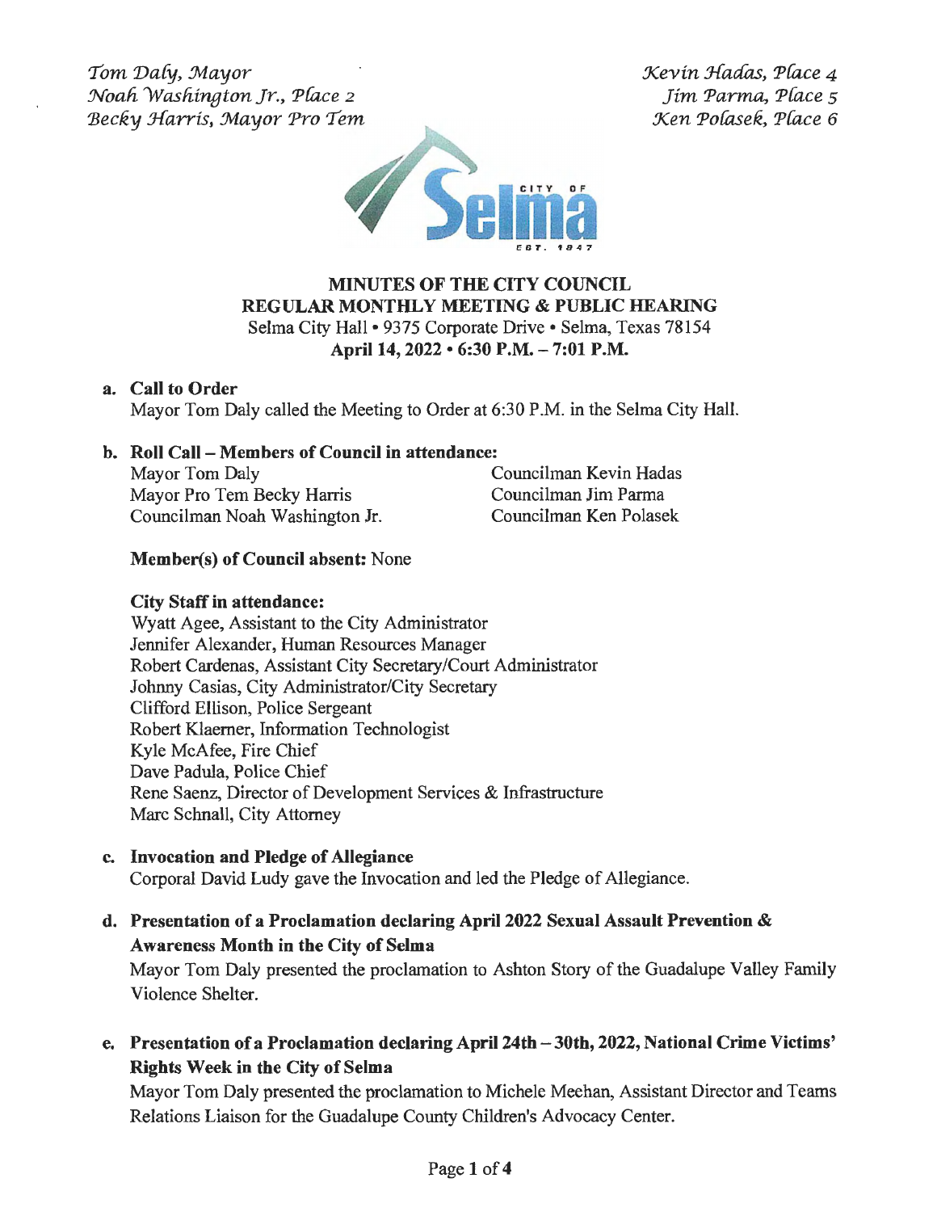*Tom Daly, Mayor*
*Noah Washington Jr., Place 2*
*Becky Harris, Mayor Pro Tem*

*Kevin Hadas, Place 4*
*Jim Parma, Place 5*
*Ken Polasek, Place 6*

# MINUTES OF THE CITY COUNCIL
## REGULAR MONTHLY MEETING & PUBLIC HEARING

Selma City Hall • 9375 Corporate Drive • Selma, Texas 78154
**April 14, 2022 • 6:30 P.M. – 7:01 P.M.**

**a. Call to Order**
Mayor Tom Daly called the Meeting to Order at 6:30 P.M. in the Selma City Hall.

**b. Roll Call – Members of Council in attendance:**

Mayor Tom Daly
Mayor Pro Tem Becky Harris
Councilman Noah Washington Jr.
Councilman Kevin Hadas
Councilman Jim Parma
Councilman Ken Polasek

**Member(s) of Council absent:** None

**City Staff in attendance:**
Wyatt Agee, Assistant to the City Administrator
Jennifer Alexander, Human Resources Manager
Robert Cardenas, Assistant City Secretary/Court Administrator
Johnny Casias, City Administrator/City Secretary
Clifford Ellison, Police Sergeant
Robert Klaerner, Information Technologist
Kyle McAfee, Fire Chief
Dave Padula, Police Chief
Rene Saenz, Director of Development Services & Infrastructure
Marc Schnall, City Attorney

**c. Invocation and Pledge of Allegiance**
Corporal David Ludy gave the Invocation and led the Pledge of Allegiance.

**d. Presentation of a Proclamation declaring April 2022 Sexual Assault Prevention & Awareness Month in the City of Selma**
Mayor Tom Daly presented the proclamation to Ashton Story of the Guadalupe Valley Family Violence Shelter.

**e. Presentation of a Proclamation declaring April 24th – 30th, 2022, National Crime Victims' Rights Week in the City of Selma**
Mayor Tom Daly presented the proclamation to Michele Meehan, Assistant Director and Teams Relations Liaison for the Guadalupe County Children's Advocacy Center.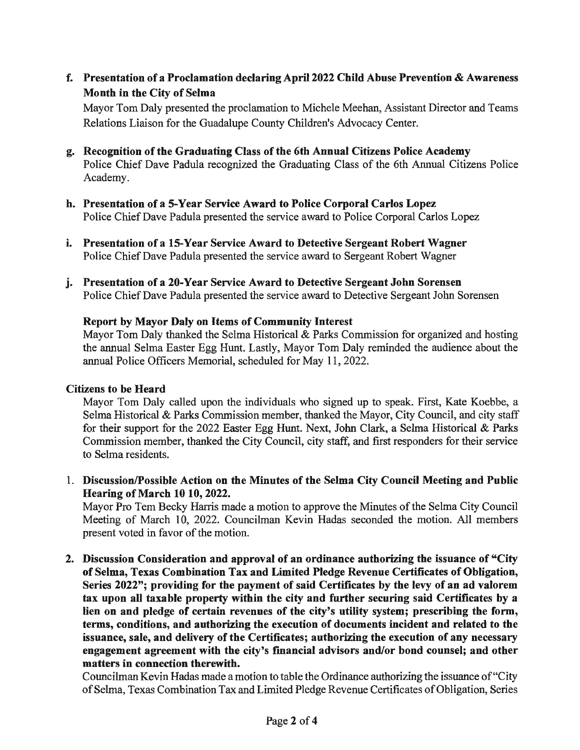**f. Presentation of a Proclamation declaring April 2022 Child Abuse Prevention & Awareness Month in the City of Selma**

Mayor Tom Daly presented the proclamation to Michele Meehan, Assistant Director and Teams Relations Liaison for the Guadalupe County Children's Advocacy Center.

**g. Recognition of the Graduating Class of the 6th Annual Citizens Police Academy**

Police Chief Dave Padula recognized the Graduating Class of the 6th Annual Citizens Police Academy.

**h. Presentation of a 5-Year Service Award to Police Corporal Carlos Lopez**

Police Chief Dave Padula presented the service award to Police Corporal Carlos Lopez

**i. Presentation of a 15-Year Service Award to Detective Sergeant Robert Wagner**

Police Chief Dave Padula presented the service award to Sergeant Robert Wagner

**j. Presentation of a 20-Year Service Award to Detective Sergeant John Sorensen**

Police Chief Dave Padula presented the service award to Detective Sergeant John Sorensen

**Report by Mayor Daly on Items of Community Interest**

Mayor Tom Daly thanked the Selma Historical & Parks Commission for organized and hosting the annual Selma Easter Egg Hunt. Lastly, Mayor Tom Daly reminded the audience about the annual Police Officers Memorial, scheduled for May 11, 2022.

**Citizens to be Heard**

Mayor Tom Daly called upon the individuals who signed up to speak. First, Kate Koebbe, a Selma Historical & Parks Commission member, thanked the Mayor, City Council, and city staff for their support for the 2022 Easter Egg Hunt. Next, John Clark, a Selma Historical & Parks Commission member, thanked the City Council, city staff, and first responders for their service to Selma residents.

1. **Discussion/Possible Action on the Minutes of the Selma City Council Meeting and Public Hearing of March 10 10, 2022.**

   Mayor Pro Tem Becky Harris made a motion to approve the Minutes of the Selma City Council Meeting of March 10, 2022. Councilman Kevin Hadas seconded the motion. All members present voted in favor of the motion.

2. **Discussion Consideration and approval of an ordinance authorizing the issuance of "City of Selma, Texas Combination Tax and Limited Pledge Revenue Certificates of Obligation, Series 2022"; providing for the payment of said Certificates by the levy of an ad valorem tax upon all taxable property within the city and further securing said Certificates by a lien on and pledge of certain revenues of the city's utility system; prescribing the form, terms, conditions, and authorizing the execution of documents incident and related to the issuance, sale, and delivery of the Certificates; authorizing the execution of any necessary engagement agreement with the city's financial advisors and/or bond counsel; and other matters in connection therewith.**

   Councilman Kevin Hadas made a motion to table the Ordinance authorizing the issuance of "City of Selma, Texas Combination Tax and Limited Pledge Revenue Certificates of Obligation, Series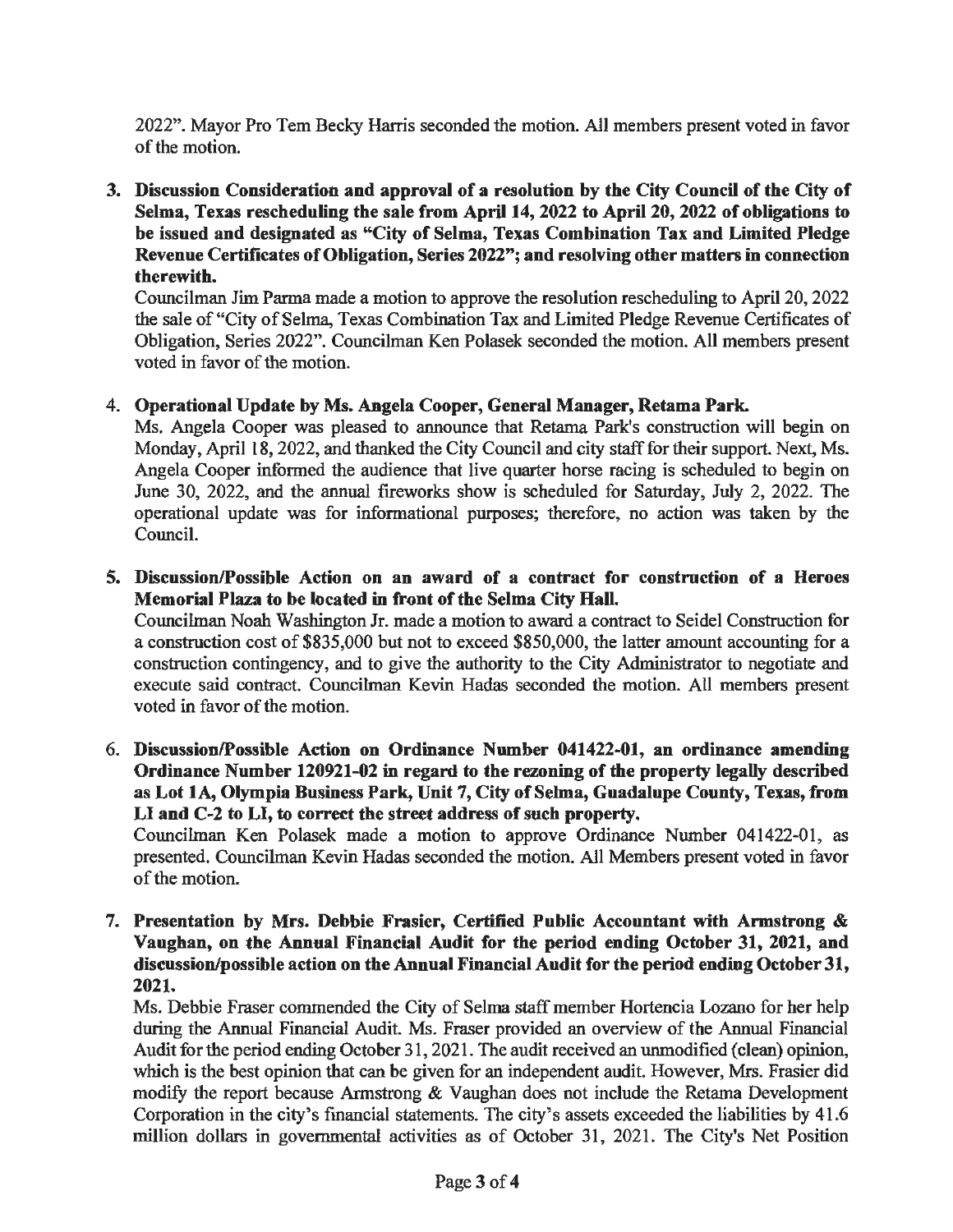2022". Mayor Pro Tem Becky Harris seconded the motion. All members present voted in favor of the motion.

3. **Discussion Consideration and approval of a resolution by the City Council of the City of Selma, Texas rescheduling the sale from April 14, 2022 to April 20, 2022 of obligations to be issued and designated as "City of Selma, Texas Combination Tax and Limited Pledge Revenue Certificates of Obligation, Series 2022"; and resolving other matters in connection therewith.**
   Councilman Jim Parma made a motion to approve the resolution rescheduling to April 20, 2022 the sale of "City of Selma, Texas Combination Tax and Limited Pledge Revenue Certificates of Obligation, Series 2022". Councilman Ken Polasek seconded the motion. All members present voted in favor of the motion.

4. **Operational Update by Ms. Angela Cooper, General Manager, Retama Park.**
   Ms. Angela Cooper was pleased to announce that Retama Park's construction will begin on Monday, April 18, 2022, and thanked the City Council and city staff for their support. Next, Ms. Angela Cooper informed the audience that live quarter horse racing is scheduled to begin on June 30, 2022, and the annual fireworks show is scheduled for Saturday, July 2, 2022. The operational update was for informational purposes; therefore, no action was taken by the Council.

5. **Discussion/Possible Action on an award of a contract for construction of a Heroes Memorial Plaza to be located in front of the Selma City Hall.**
   Councilman Noah Washington Jr. made a motion to award a contract to Seidel Construction for a construction cost of $835,000 but not to exceed $850,000, the latter amount accounting for a construction contingency, and to give the authority to the City Administrator to negotiate and execute said contract. Councilman Kevin Hadas seconded the motion. All members present voted in favor of the motion.

6. **Discussion/Possible Action on Ordinance Number 041422-01, an ordinance amending Ordinance Number 120921-02 in regard to the rezoning of the property legally described as Lot 1A, Olympia Business Park, Unit 7, City of Selma, Guadalupe County, Texas, from LI and C-2 to LI, to correct the street address of such property.**
   Councilman Ken Polasek made a motion to approve Ordinance Number 041422-01, as presented. Councilman Kevin Hadas seconded the motion. All Members present voted in favor of the motion.

7. **Presentation by Mrs. Debbie Frasier, Certified Public Accountant with Armstrong & Vaughan, on the Annual Financial Audit for the period ending October 31, 2021, and discussion/possible action on the Annual Financial Audit for the period ending October 31, 2021.**
   Ms. Debbie Fraser commended the City of Selma staff member Hortencia Lozano for her help during the Annual Financial Audit. Ms. Fraser provided an overview of the Annual Financial Audit for the period ending October 31, 2021. The audit received an unmodified (clean) opinion, which is the best opinion that can be given for an independent audit. However, Mrs. Frasier did modify the report because Armstrong & Vaughan does not include the Retama Development Corporation in the city's financial statements. The city's assets exceeded the liabilities by 41.6 million dollars in governmental activities as of October 31, 2021. The City's Net Position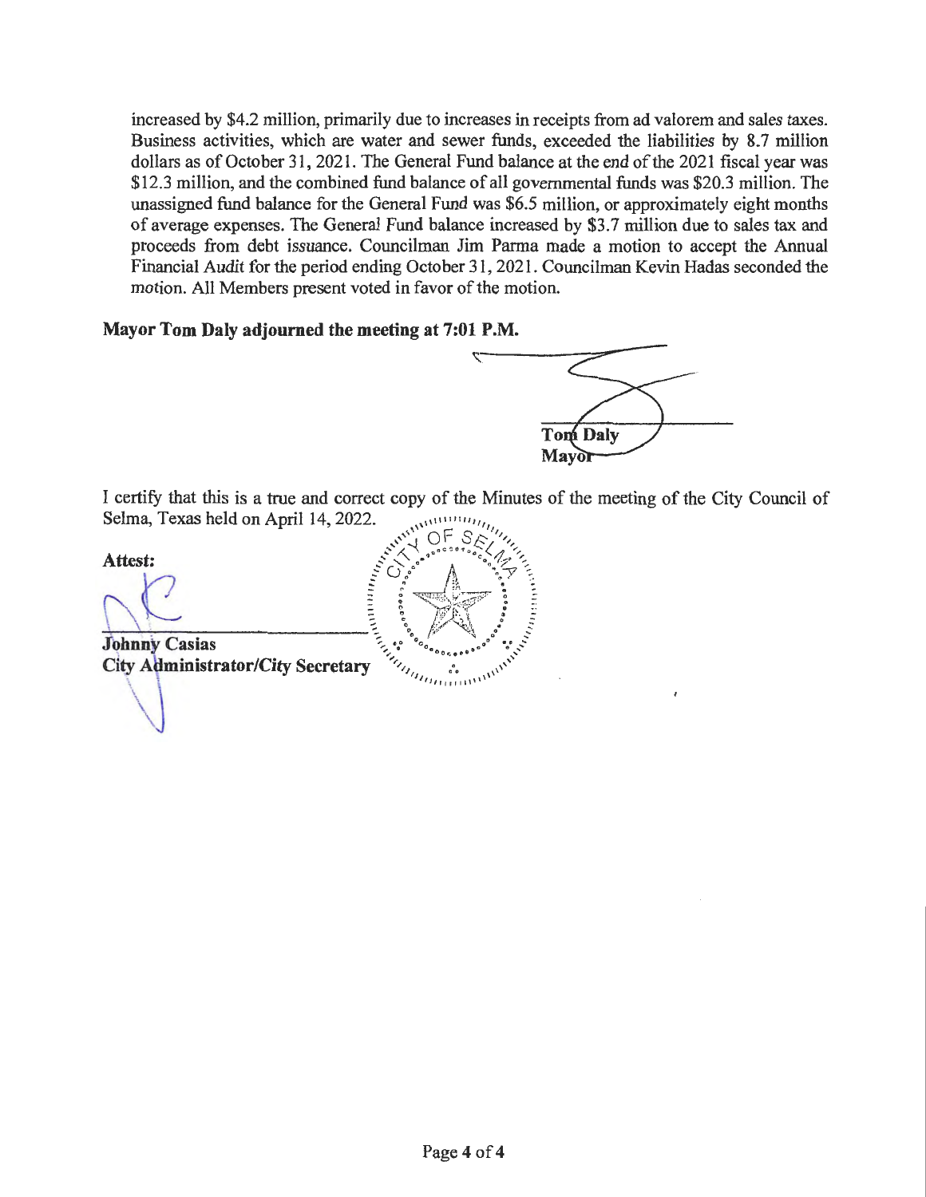increased by $4.2 million, primarily due to increases in receipts from ad valorem and sales taxes. Business activities, which are water and sewer funds, exceeded the liabilities by 8.7 million dollars as of October 31, 2021. The General Fund balance at the end of the 2021 fiscal year was $12.3 million, and the combined fund balance of all governmental funds was $20.3 million. The unassigned fund balance for the General Fund was $6.5 million, or approximately eight months of average expenses. The General Fund balance increased by $3.7 million due to sales tax and proceeds from debt issuance. Councilman Jim Parma made a motion to accept the Annual Financial Audit for the period ending October 31, 2021. Councilman Kevin Hadas seconded the motion. All Members present voted in favor of the motion.

**Mayor Tom Daly adjourned the meeting at 7:01 P.M.**

**Tom Daly**
**Mayor**

I certify that this is a true and correct copy of the Minutes of the meeting of the City Council of Selma, Texas held on April 14, 2022.

**Attest:**

**Johnny Casias**
**City Administrator/City Secretary**

CITY OF SELMA